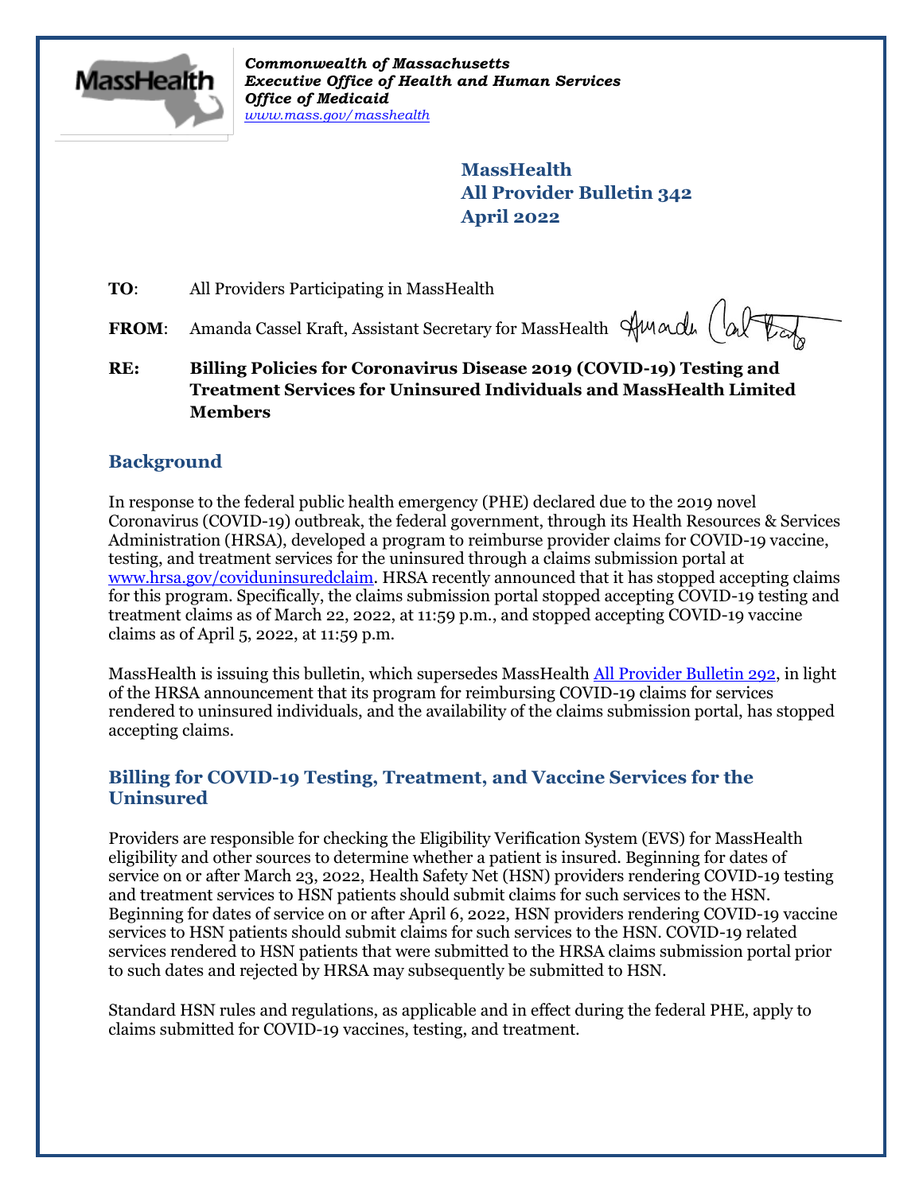*Commonwealth of Massachusetts*
*Executive Office of Health and Human Services*
*Office of Medicaid*
*www.mass.gov/masshealth*

**MassHealth**
**All Provider Bulletin 342**
**April 2022**

**TO**: All Providers Participating in MassHealth

**FROM**: Amanda Cassel Kraft, Assistant Secretary for MassHealth

**RE: Billing Policies for Coronavirus Disease 2019 (COVID-19) Testing and Treatment Services for Uninsured Individuals and MassHealth Limited Members**

## Background

In response to the federal public health emergency (PHE) declared due to the 2019 novel Coronavirus (COVID-19) outbreak, the federal government, through its Health Resources & Services Administration (HRSA), developed a program to reimburse provider claims for COVID-19 vaccine, testing, and treatment services for the uninsured through a claims submission portal at www.hrsa.gov/coviduninsuredclaim. HRSA recently announced that it has stopped accepting claims for this program. Specifically, the claims submission portal stopped accepting COVID-19 testing and treatment claims as of March 22, 2022, at 11:59 p.m., and stopped accepting COVID-19 vaccine claims as of April 5, 2022, at 11:59 p.m.

MassHealth is issuing this bulletin, which supersedes MassHealth All Provider Bulletin 292, in light of the HRSA announcement that its program for reimbursing COVID-19 claims for services rendered to uninsured individuals, and the availability of the claims submission portal, has stopped accepting claims.

## Billing for COVID-19 Testing, Treatment, and Vaccine Services for the Uninsured

Providers are responsible for checking the Eligibility Verification System (EVS) for MassHealth eligibility and other sources to determine whether a patient is insured. Beginning for dates of service on or after March 23, 2022, Health Safety Net (HSN) providers rendering COVID-19 testing and treatment services to HSN patients should submit claims for such services to the HSN. Beginning for dates of service on or after April 6, 2022, HSN providers rendering COVID-19 vaccine services to HSN patients should submit claims for such services to the HSN. COVID-19 related services rendered to HSN patients that were submitted to the HRSA claims submission portal prior to such dates and rejected by HRSA may subsequently be submitted to HSN.

Standard HSN rules and regulations, as applicable and in effect during the federal PHE, apply to claims submitted for COVID-19 vaccines, testing, and treatment.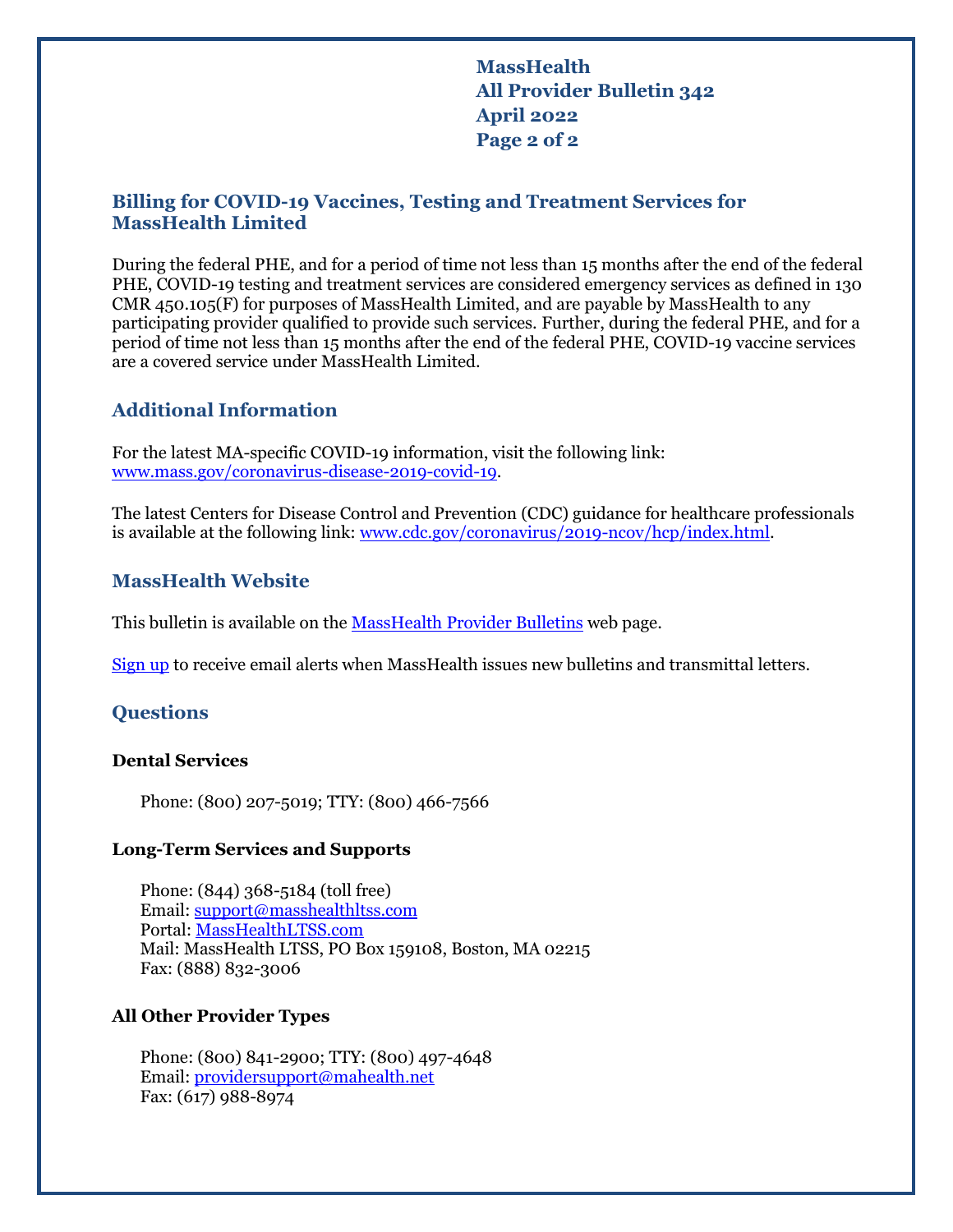## Billing for COVID-19 Vaccines, Testing and Treatment Services for MassHealth Limited

During the federal PHE, and for a period of time not less than 15 months after the end of the federal PHE, COVID-19 testing and treatment services are considered emergency services as defined in 130 CMR 450.105(F) for purposes of MassHealth Limited, and are payable by MassHealth to any participating provider qualified to provide such services. Further, during the federal PHE, and for a period of time not less than 15 months after the end of the federal PHE, COVID-19 vaccine services are a covered service under MassHealth Limited.

## Additional Information

For the latest MA-specific COVID-19 information, visit the following link: www.mass.gov/coronavirus-disease-2019-covid-19.

The latest Centers for Disease Control and Prevention (CDC) guidance for healthcare professionals is available at the following link: www.cdc.gov/coronavirus/2019-ncov/hcp/index.html.

## MassHealth Website

This bulletin is available on the MassHealth Provider Bulletins web page.

Sign up to receive email alerts when MassHealth issues new bulletins and transmittal letters.

## Questions

**Dental Services**

Phone: (800) 207-5019; TTY: (800) 466-7566

**Long-Term Services and Supports**

Phone: (844) 368-5184 (toll free)
Email: support@masshealthltss.com
Portal: MassHealthLTSS.com
Mail: MassHealth LTSS, PO Box 159108, Boston, MA 02215
Fax: (888) 832-3006

**All Other Provider Types**

Phone: (800) 841-2900; TTY: (800) 497-4648
Email: providersupport@mahealth.net
Fax: (617) 988-8974